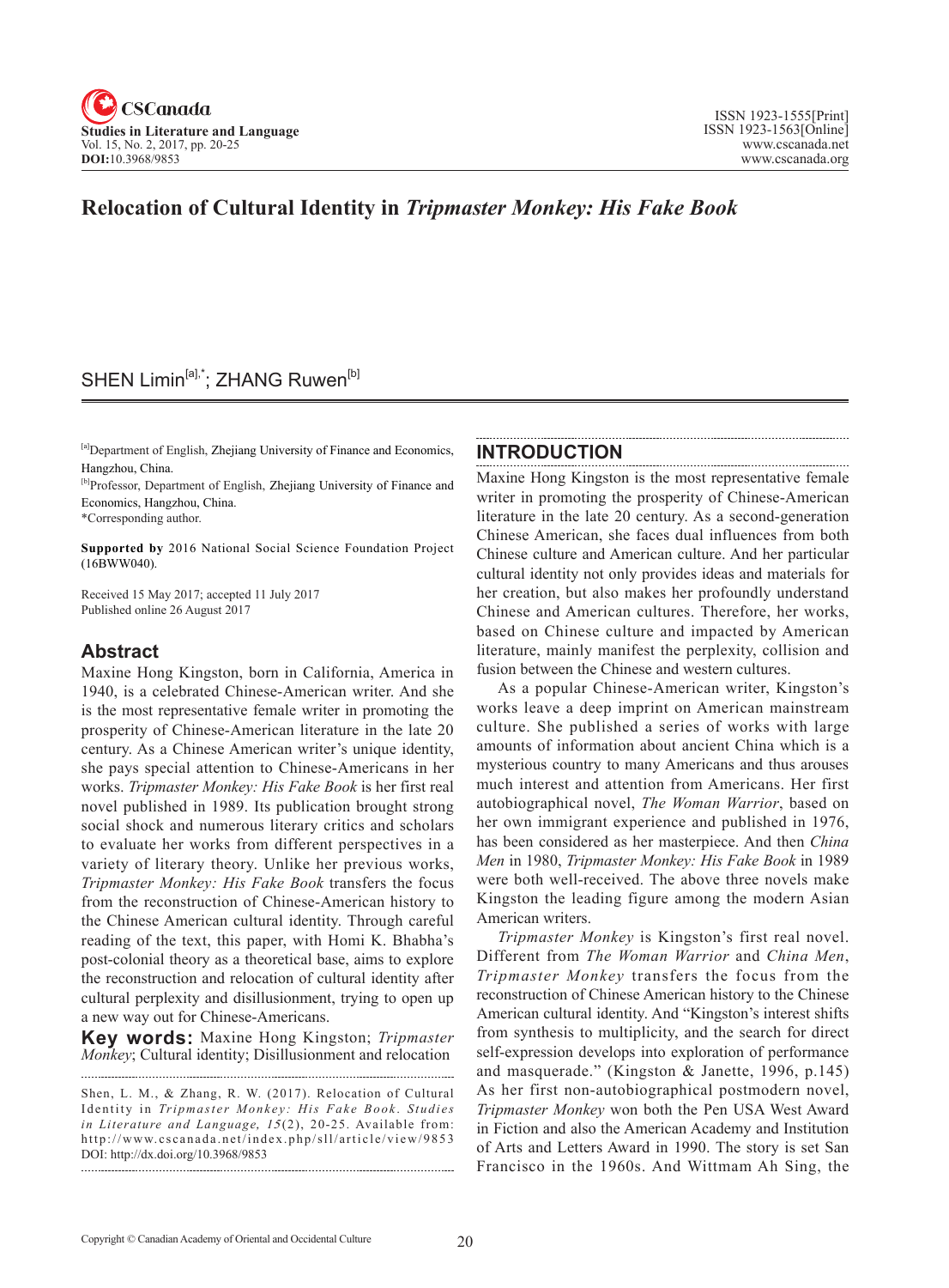# Relocation of Cultural Identity in *Tripmaster Monkey: His Fake Book*

SHEN Limin[a],*; ZHANG Ruwen[b]

[a]Department of English, Zhejiang University of Finance and Economics, Hangzhou, China.

[b]Professor, Department of English, Zhejiang University of Finance and Economics, Hangzhou, China.

*Corresponding author.

**Supported by** 2016 National Social Science Foundation Project (16BWW040).

Received 15 May 2017; accepted 11 July 2017
Published online 26 August 2017

## Abstract

Maxine Hong Kingston, born in California, America in 1940, is a celebrated Chinese-American writer. And she is the most representative female writer in promoting the prosperity of Chinese-American literature in the late 20 century. As a Chinese American writer's unique identity, she pays special attention to Chinese-Americans in her works. *Tripmaster Monkey: His Fake Book* is her first real novel published in 1989. Its publication brought strong social shock and numerous literary critics and scholars to evaluate her works from different perspectives in a variety of literary theory. Unlike her previous works, *Tripmaster Monkey: His Fake Book* transfers the focus from the reconstruction of Chinese-American history to the Chinese American cultural identity. Through careful reading of the text, this paper, with Homi K. Bhabha's post-colonial theory as a theoretical base, aims to explore the reconstruction and relocation of cultural identity after cultural perplexity and disillusionment, trying to open up a new way out for Chinese-Americans.

**Key words:** Maxine Hong Kingston; *Tripmaster Monkey*; Cultural identity; Disillusionment and relocation

Shen, L. M., & Zhang, R. W. (2017). Relocation of Cultural Identity in *Tripmaster Monkey: His Fake Book*. *Studies in Literature and Language, 15*(2), 20-25. Available from: http://www.cscanada.net/index.php/sll/article/view/9853
DOI: http://dx.doi.org/10.3968/9853

## INTRODUCTION

Maxine Hong Kingston is the most representative female writer in promoting the prosperity of Chinese-American literature in the late 20 century. As a second-generation Chinese American, she faces dual influences from both Chinese culture and American culture. And her particular cultural identity not only provides ideas and materials for her creation, but also makes her profoundly understand Chinese and American cultures. Therefore, her works, based on Chinese culture and impacted by American literature, mainly manifest the perplexity, collision and fusion between the Chinese and western cultures.

As a popular Chinese-American writer, Kingston's works leave a deep imprint on American mainstream culture. She published a series of works with large amounts of information about ancient China which is a mysterious country to many Americans and thus arouses much interest and attention from Americans. Her first autobiographical novel, *The Woman Warrior*, based on her own immigrant experience and published in 1976, has been considered as her masterpiece. And then *China Men* in 1980, *Tripmaster Monkey: His Fake Book* in 1989 were both well-received. The above three novels make Kingston the leading figure among the modern Asian American writers.

*Tripmaster Monkey* is Kingston's first real novel. Different from *The Woman Warrior* and *China Men*, *Tripmaster Monkey* transfers the focus from the reconstruction of Chinese American history to the Chinese American cultural identity. And "Kingston's interest shifts from synthesis to multiplicity, and the search for direct self-expression develops into exploration of performance and masquerade." (Kingston & Janette, 1996, p.145) As her first non-autobiographical postmodern novel, *Tripmaster Monkey* won both the Pen USA West Award in Fiction and also the American Academy and Institution of Arts and Letters Award in 1990. The story is set San Francisco in the 1960s. And Wittmam Ah Sing, the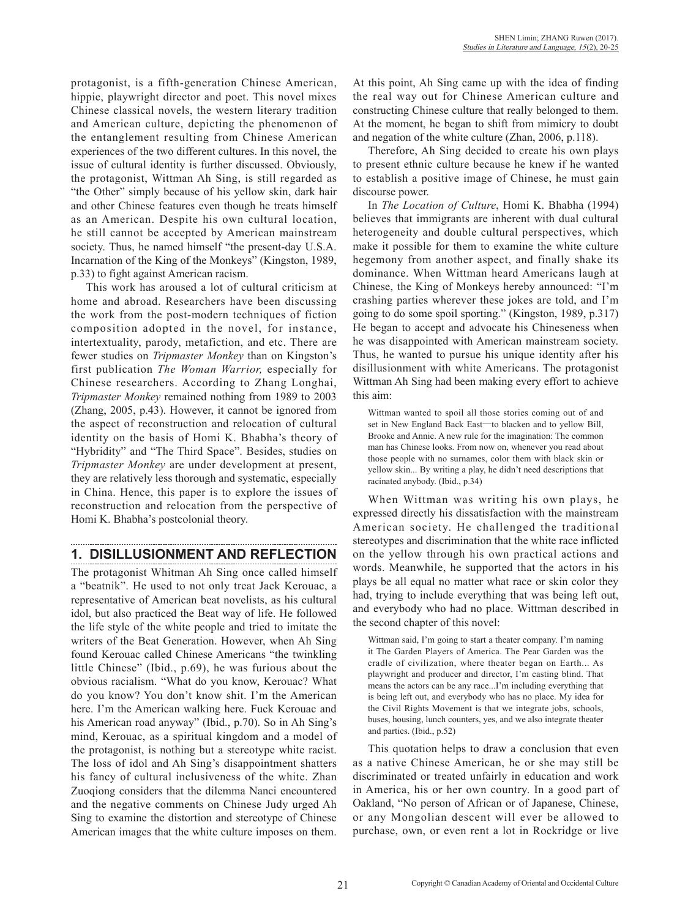protagonist, is a fifth-generation Chinese American, hippie, playwright director and poet. This novel mixes Chinese classical novels, the western literary tradition and American culture, depicting the phenomenon of the entanglement resulting from Chinese American experiences of the two different cultures. In this novel, the issue of cultural identity is further discussed. Obviously, the protagonist, Wittman Ah Sing, is still regarded as "the Other" simply because of his yellow skin, dark hair and other Chinese features even though he treats himself as an American. Despite his own cultural location, he still cannot be accepted by American mainstream society. Thus, he named himself "the present-day U.S.A. Incarnation of the King of the Monkeys" (Kingston, 1989, p.33) to fight against American racism.

This work has aroused a lot of cultural criticism at home and abroad. Researchers have been discussing the work from the post-modern techniques of fiction composition adopted in the novel, for instance, intertextuality, parody, metafiction, and etc. There are fewer studies on *Tripmaster Monkey* than on Kingston's first publication *The Woman Warrior,* especially for Chinese researchers. According to Zhang Longhai, *Tripmaster Monkey* remained nothing from 1989 to 2003 (Zhang, 2005, p.43). However, it cannot be ignored from the aspect of reconstruction and relocation of cultural identity on the basis of Homi K. Bhabha's theory of "Hybridity" and "The Third Space". Besides, studies on *Tripmaster Monkey* are under development at present, they are relatively less thorough and systematic, especially in China. Hence, this paper is to explore the issues of reconstruction and relocation from the perspective of Homi K. Bhabha's postcolonial theory.

## 1. DISILLUSIONMENT AND REFLECTION

The protagonist Whitman Ah Sing once called himself a "beatnik". He used to not only treat Jack Kerouac, a representative of American beat novelists, as his cultural idol, but also practiced the Beat way of life. He followed the life style of the white people and tried to imitate the writers of the Beat Generation. However, when Ah Sing found Kerouac called Chinese Americans "the twinkling little Chinese" (Ibid., p.69), he was furious about the obvious racialism. "What do you know, Kerouac? What do you know? You don't know shit. I'm the American here. I'm the American walking here. Fuck Kerouac and his American road anyway" (Ibid., p.70). So in Ah Sing's mind, Kerouac, as a spiritual kingdom and a model of the protagonist, is nothing but a stereotype white racist. The loss of idol and Ah Sing's disappointment shatters his fancy of cultural inclusiveness of the white. Zhan Zuoqiong considers that the dilemma Nanci encountered and the negative comments on Chinese Judy urged Ah Sing to examine the distortion and stereotype of Chinese American images that the white culture imposes on them. At this point, Ah Sing came up with the idea of finding the real way out for Chinese American culture and constructing Chinese culture that really belonged to them. At the moment, he began to shift from mimicry to doubt and negation of the white culture (Zhan, 2006, p.118).

Therefore, Ah Sing decided to create his own plays to present ethnic culture because he knew if he wanted to establish a positive image of Chinese, he must gain discourse power.

In *The Location of Culture*, Homi K. Bhabha (1994) believes that immigrants are inherent with dual cultural heterogeneity and double cultural perspectives, which make it possible for them to examine the white culture hegemony from another aspect, and finally shake its dominance. When Wittman heard Americans laugh at Chinese, the King of Monkeys hereby announced: "I'm crashing parties wherever these jokes are told, and I'm going to do some spoil sporting." (Kingston, 1989, p.317) He began to accept and advocate his Chineseness when he was disappointed with American mainstream society. Thus, he wanted to pursue his unique identity after his disillusionment with white Americans. The protagonist Wittman Ah Sing had been making every effort to achieve this aim:

> Wittman wanted to spoil all those stories coming out of and set in New England Back East—to blacken and to yellow Bill, Brooke and Annie. A new rule for the imagination: The common man has Chinese looks. From now on, whenever you read about those people with no surnames, color them with black skin or yellow skin... By writing a play, he didn't need descriptions that racinated anybody. (Ibid., p.34)

When Wittman was writing his own plays, he expressed directly his dissatisfaction with the mainstream American society. He challenged the traditional stereotypes and discrimination that the white race inflicted on the yellow through his own practical actions and words. Meanwhile, he supported that the actors in his plays be all equal no matter what race or skin color they had, trying to include everything that was being left out, and everybody who had no place. Wittman described in the second chapter of this novel:

> Wittman said, I'm going to start a theater company. I'm naming it The Garden Players of America. The Pear Garden was the cradle of civilization, where theater began on Earth... As playwright and producer and director, I'm casting blind. That means the actors can be any race...I'm including everything that is being left out, and everybody who has no place. My idea for the Civil Rights Movement is that we integrate jobs, schools, buses, housing, lunch counters, yes, and we also integrate theater and parties. (Ibid., p.52)

This quotation helps to draw a conclusion that even as a native Chinese American, he or she may still be discriminated or treated unfairly in education and work in America, his or her own country. In a good part of Oakland, "No person of African or of Japanese, Chinese, or any Mongolian descent will ever be allowed to purchase, own, or even rent a lot in Rockridge or live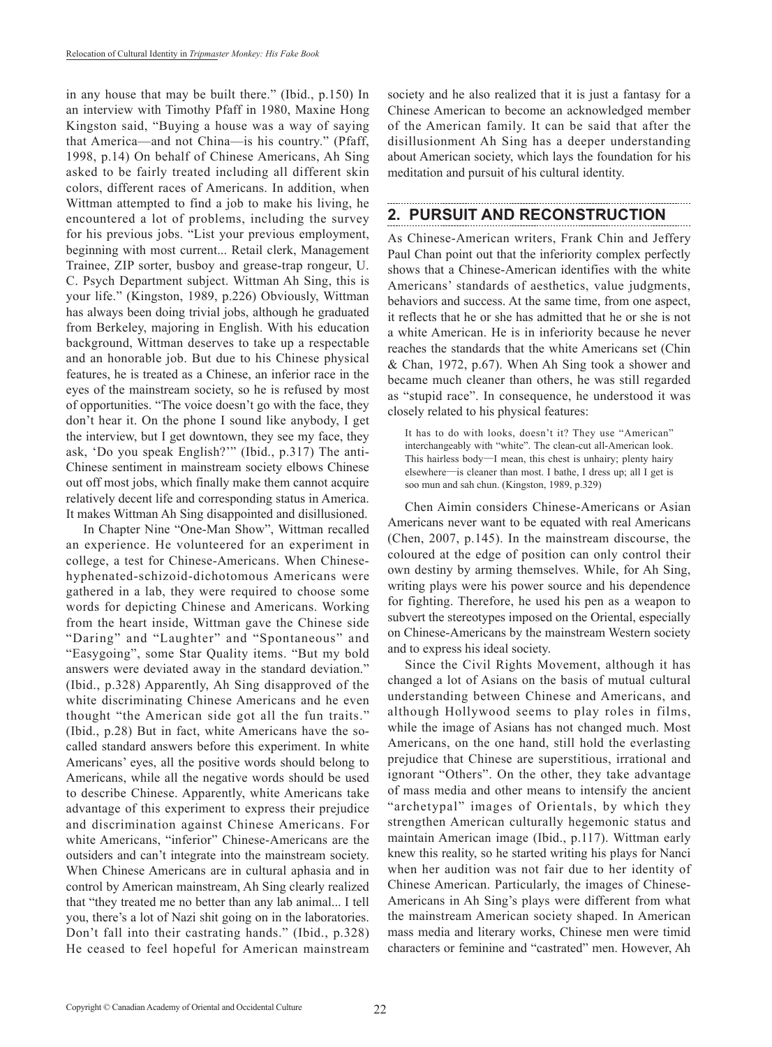in any house that may be built there." (Ibid., p.150) In an interview with Timothy Pfaff in 1980, Maxine Hong Kingston said, "Buying a house was a way of saying that America—and not China—is his country." (Pfaff, 1998, p.14) On behalf of Chinese Americans, Ah Sing asked to be fairly treated including all different skin colors, different races of Americans. In addition, when Wittman attempted to find a job to make his living, he encountered a lot of problems, including the survey for his previous jobs. "List your previous employment, beginning with most current... Retail clerk, Management Trainee, ZIP sorter, busboy and grease-trap rongeur, U. C. Psych Department subject. Wittman Ah Sing, this is your life." (Kingston, 1989, p.226) Obviously, Wittman has always been doing trivial jobs, although he graduated from Berkeley, majoring in English. With his education background, Wittman deserves to take up a respectable and an honorable job. But due to his Chinese physical features, he is treated as a Chinese, an inferior race in the eyes of the mainstream society, so he is refused by most of opportunities. "The voice doesn't go with the face, they don't hear it. On the phone I sound like anybody, I get the interview, but I get downtown, they see my face, they ask, 'Do you speak English?'" (Ibid., p.317) The anti-Chinese sentiment in mainstream society elbows Chinese out off most jobs, which finally make them cannot acquire relatively decent life and corresponding status in America. It makes Wittman Ah Sing disappointed and disillusioned.

In Chapter Nine "One-Man Show", Wittman recalled an experience. He volunteered for an experiment in college, a test for Chinese-Americans. When Chinese-hyphenated-schizoid-dichotomous Americans were gathered in a lab, they were required to choose some words for depicting Chinese and Americans. Working from the heart inside, Wittman gave the Chinese side "Daring" and "Laughter" and "Spontaneous" and "Easygoing", some Star Quality items. "But my bold answers were deviated away in the standard deviation." (Ibid., p.328) Apparently, Ah Sing disapproved of the white discriminating Chinese Americans and he even thought "the American side got all the fun traits." (Ibid., p.28) But in fact, white Americans have the so-called standard answers before this experiment. In white Americans' eyes, all the positive words should belong to Americans, while all the negative words should be used to describe Chinese. Apparently, white Americans take advantage of this experiment to express their prejudice and discrimination against Chinese Americans. For white Americans, "inferior" Chinese-Americans are the outsiders and can't integrate into the mainstream society. When Chinese Americans are in cultural aphasia and in control by American mainstream, Ah Sing clearly realized that "they treated me no better than any lab animal... I tell you, there's a lot of Nazi shit going on in the laboratories. Don't fall into their castrating hands." (Ibid., p.328) He ceased to feel hopeful for American mainstream society and he also realized that it is just a fantasy for a Chinese American to become an acknowledged member of the American family. It can be said that after the disillusionment Ah Sing has a deeper understanding about American society, which lays the foundation for his meditation and pursuit of his cultural identity.

## 2. PURSUIT AND RECONSTRUCTION

As Chinese-American writers, Frank Chin and Jeffery Paul Chan point out that the inferiority complex perfectly shows that a Chinese-American identifies with the white Americans' standards of aesthetics, value judgments, behaviors and success. At the same time, from one aspect, it reflects that he or she has admitted that he or she is not a white American. He is in inferiority because he never reaches the standards that the white Americans set (Chin & Chan, 1972, p.67). When Ah Sing took a shower and became much cleaner than others, he was still regarded as "stupid race". In consequence, he understood it was closely related to his physical features:

> It has to do with looks, doesn't it? They use "American" interchangeably with "white". The clean-cut all-American look. This hairless body—I mean, this chest is unhairy; plenty hairy elsewhere—is cleaner than most. I bathe, I dress up; all I get is soo mun and sah chun. (Kingston, 1989, p.329)

Chen Aimin considers Chinese-Americans or Asian Americans never want to be equated with real Americans (Chen, 2007, p.145). In the mainstream discourse, the coloured at the edge of position can only control their own destiny by arming themselves. While, for Ah Sing, writing plays were his power source and his dependence for fighting. Therefore, he used his pen as a weapon to subvert the stereotypes imposed on the Oriental, especially on Chinese-Americans by the mainstream Western society and to express his ideal society.

Since the Civil Rights Movement, although it has changed a lot of Asians on the basis of mutual cultural understanding between Chinese and Americans, and although Hollywood seems to play roles in films, while the image of Asians has not changed much. Most Americans, on the one hand, still hold the everlasting prejudice that Chinese are superstitious, irrational and ignorant "Others". On the other, they take advantage of mass media and other means to intensify the ancient "archetypal" images of Orientals, by which they strengthen American culturally hegemonic status and maintain American image (Ibid., p.117). Wittman early knew this reality, so he started writing his plays for Nanci when her audition was not fair due to her identity of Chinese American. Particularly, the images of Chinese-Americans in Ah Sing's plays were different from what the mainstream American society shaped. In American mass media and literary works, Chinese men were timid characters or feminine and "castrated" men. However, Ah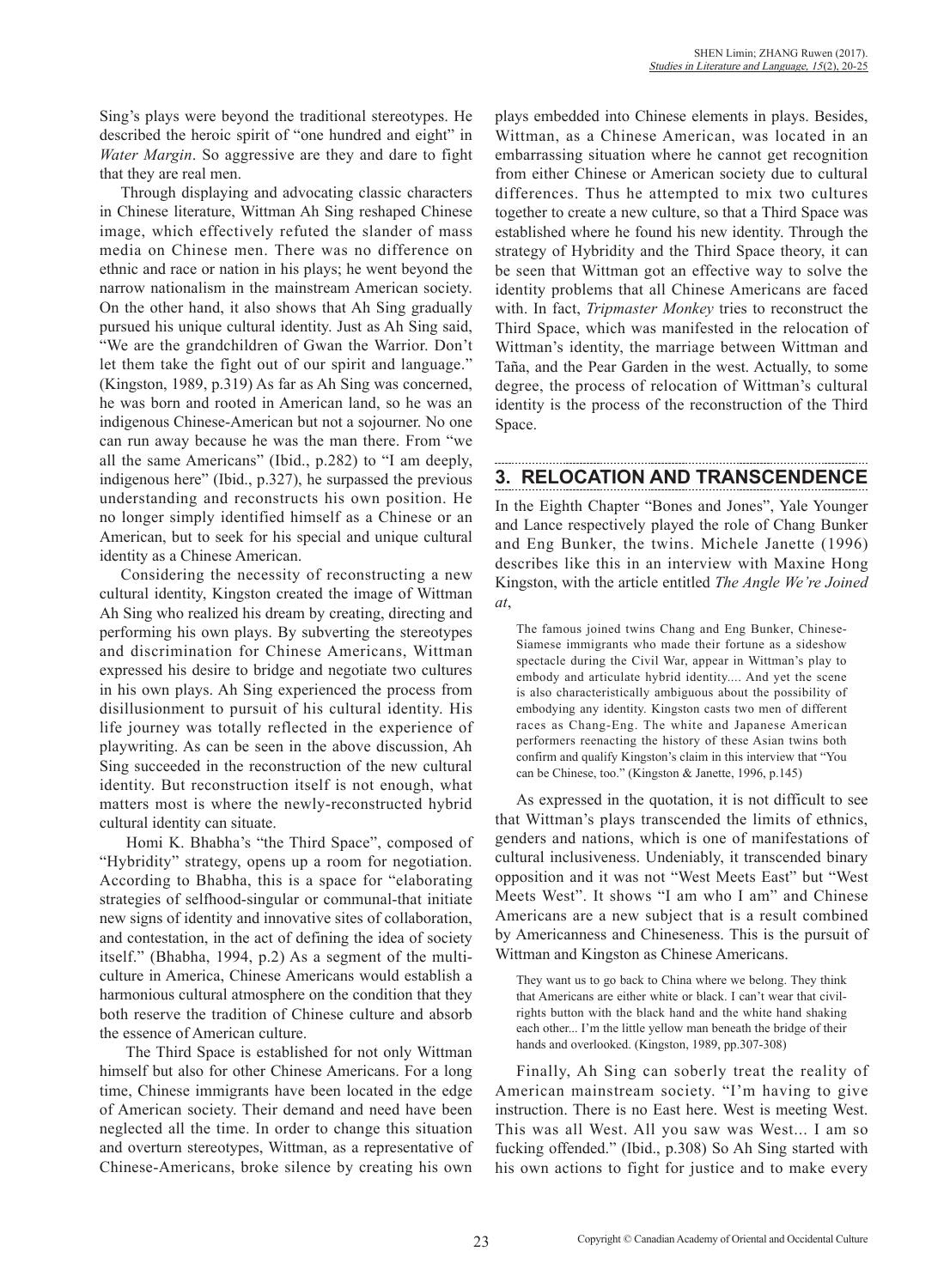Sing's plays were beyond the traditional stereotypes. He described the heroic spirit of "one hundred and eight" in *Water Margin*. So aggressive are they and dare to fight that they are real men.

Through displaying and advocating classic characters in Chinese literature, Wittman Ah Sing reshaped Chinese image, which effectively refuted the slander of mass media on Chinese men. There was no difference on ethnic and race or nation in his plays; he went beyond the narrow nationalism in the mainstream American society. On the other hand, it also shows that Ah Sing gradually pursued his unique cultural identity. Just as Ah Sing said, "We are the grandchildren of Gwan the Warrior. Don't let them take the fight out of our spirit and language." (Kingston, 1989, p.319) As far as Ah Sing was concerned, he was born and rooted in American land, so he was an indigenous Chinese-American but not a sojourner. No one can run away because he was the man there. From "we all the same Americans" (Ibid., p.282) to "I am deeply, indigenous here" (Ibid., p.327), he surpassed the previous understanding and reconstructs his own position. He no longer simply identified himself as a Chinese or an American, but to seek for his special and unique cultural identity as a Chinese American.

Considering the necessity of reconstructing a new cultural identity, Kingston created the image of Wittman Ah Sing who realized his dream by creating, directing and performing his own plays. By subverting the stereotypes and discrimination for Chinese Americans, Wittman expressed his desire to bridge and negotiate two cultures in his own plays. Ah Sing experienced the process from disillusionment to pursuit of his cultural identity. His life journey was totally reflected in the experience of playwriting. As can be seen in the above discussion, Ah Sing succeeded in the reconstruction of the new cultural identity. But reconstruction itself is not enough, what matters most is where the newly-reconstructed hybrid cultural identity can situate.

Homi K. Bhabha's "the Third Space", composed of "Hybridity" strategy, opens up a room for negotiation. According to Bhabha, this is a space for "elaborating strategies of selfhood-singular or communal-that initiate new signs of identity and innovative sites of collaboration, and contestation, in the act of defining the idea of society itself." (Bhabha, 1994, p.2) As a segment of the multi-culture in America, Chinese Americans would establish a harmonious cultural atmosphere on the condition that they both reserve the tradition of Chinese culture and absorb the essence of American culture.

The Third Space is established for not only Wittman himself but also for other Chinese Americans. For a long time, Chinese immigrants have been located in the edge of American society. Their demand and need have been neglected all the time. In order to change this situation and overturn stereotypes, Wittman, as a representative of Chinese-Americans, broke silence by creating his own plays embedded into Chinese elements in plays. Besides, Wittman, as a Chinese American, was located in an embarrassing situation where he cannot get recognition from either Chinese or American society due to cultural differences. Thus he attempted to mix two cultures together to create a new culture, so that a Third Space was established where he found his new identity. Through the strategy of Hybridity and the Third Space theory, it can be seen that Wittman got an effective way to solve the identity problems that all Chinese Americans are faced with. In fact, *Tripmaster Monkey* tries to reconstruct the Third Space, which was manifested in the relocation of Wittman's identity, the marriage between Wittman and Taña, and the Pear Garden in the west. Actually, to some degree, the process of relocation of Wittman's cultural identity is the process of the reconstruction of the Third Space.

## 3. RELOCATION AND TRANSCENDENCE

In the Eighth Chapter "Bones and Jones", Yale Younger and Lance respectively played the role of Chang Bunker and Eng Bunker, the twins. Michele Janette (1996) describes like this in an interview with Maxine Hong Kingston, with the article entitled *The Angle We're Joined at*,

> The famous joined twins Chang and Eng Bunker, Chinese-Siamese immigrants who made their fortune as a sideshow spectacle during the Civil War, appear in Wittman's play to embody and articulate hybrid identity.... And yet the scene is also characteristically ambiguous about the possibility of embodying any identity. Kingston casts two men of different races as Chang-Eng. The white and Japanese American performers reenacting the history of these Asian twins both confirm and qualify Kingston's claim in this interview that "You can be Chinese, too." (Kingston & Janette, 1996, p.145)

As expressed in the quotation, it is not difficult to see that Wittman's plays transcended the limits of ethnics, genders and nations, which is one of manifestations of cultural inclusiveness. Undeniably, it transcended binary opposition and it was not "West Meets East" but "West Meets West". It shows "I am who I am" and Chinese Americans are a new subject that is a result combined by Americanness and Chineseness. This is the pursuit of Wittman and Kingston as Chinese Americans.

> They want us to go back to China where we belong. They think that Americans are either white or black. I can't wear that civil-rights button with the black hand and the white hand shaking each other... I'm the little yellow man beneath the bridge of their hands and overlooked. (Kingston, 1989, pp.307-308)

Finally, Ah Sing can soberly treat the reality of American mainstream society. "I'm having to give instruction. There is no East here. West is meeting West. This was all West. All you saw was West... I am so fucking offended." (Ibid., p.308) So Ah Sing started with his own actions to fight for justice and to make every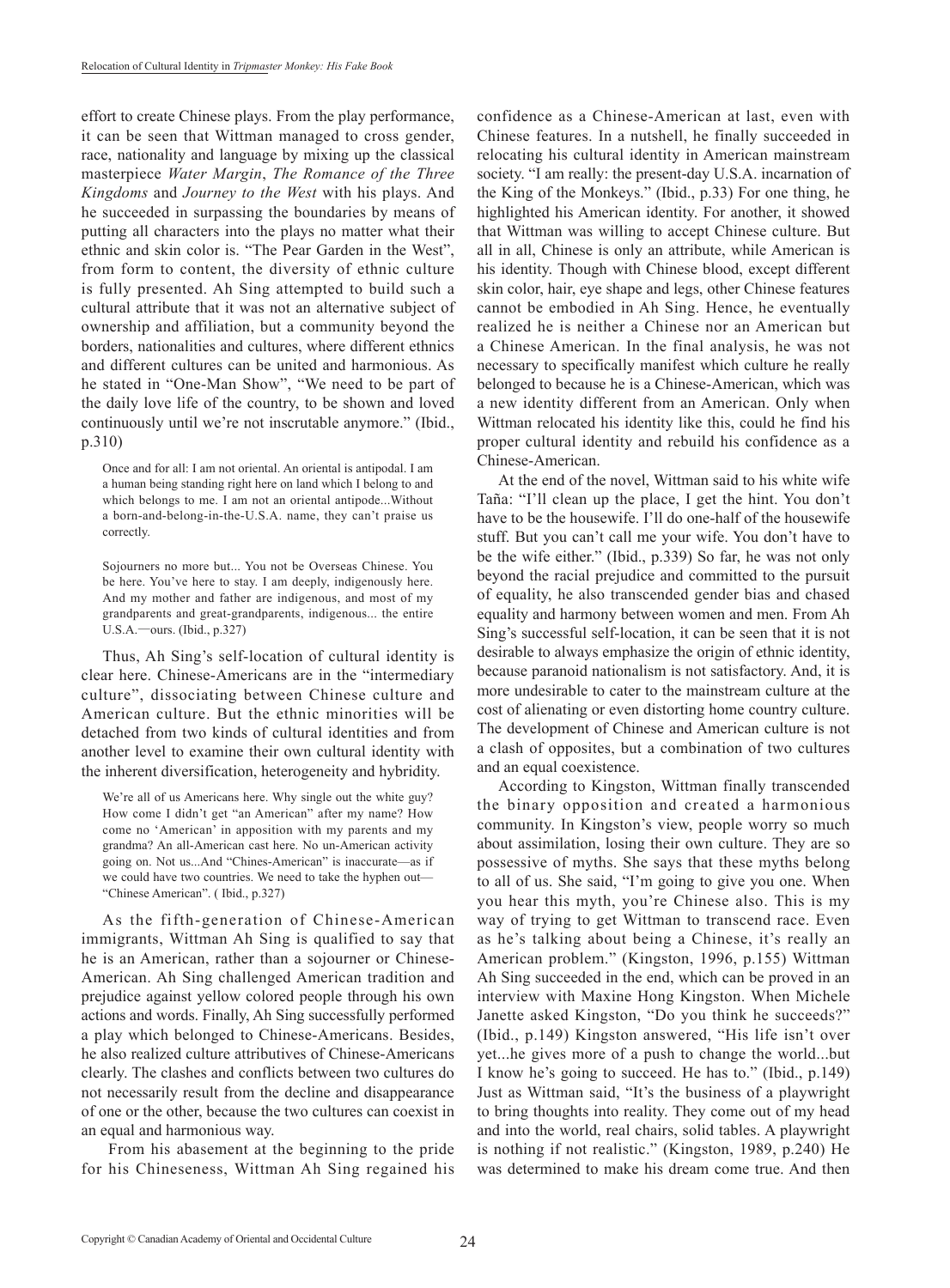effort to create Chinese plays. From the play performance, it can be seen that Wittman managed to cross gender, race, nationality and language by mixing up the classical masterpiece *Water Margin*, *The Romance of the Three Kingdoms* and *Journey to the West* with his plays. And he succeeded in surpassing the boundaries by means of putting all characters into the plays no matter what their ethnic and skin color is. "The Pear Garden in the West", from form to content, the diversity of ethnic culture is fully presented. Ah Sing attempted to build such a cultural attribute that it was not an alternative subject of ownership and affiliation, but a community beyond the borders, nationalities and cultures, where different ethnics and different cultures can be united and harmonious. As he stated in "One-Man Show", "We need to be part of the daily love life of the country, to be shown and loved continuously until we're not inscrutable anymore." (Ibid., p.310)

> Once and for all: I am not oriental. An oriental is antipodal. I am a human being standing right here on land which I belong to and which belongs to me. I am not an oriental antipode...Without a born-and-belong-in-the-U.S.A. name, they can't praise us correctly.
>
> Sojourners no more but... You not be Overseas Chinese. You be here. You've here to stay. I am deeply, indigenously here. And my mother and father are indigenous, and most of my grandparents and great-grandparents, indigenous... the entire U.S.A.—ours. (Ibid., p.327)

Thus, Ah Sing's self-location of cultural identity is clear here. Chinese-Americans are in the "intermediary culture", dissociating between Chinese culture and American culture. But the ethnic minorities will be detached from two kinds of cultural identities and from another level to examine their own cultural identity with the inherent diversification, heterogeneity and hybridity.

> We're all of us Americans here. Why single out the white guy? How come I didn't get "an American" after my name? How come no 'American' in apposition with my parents and my grandma? An all-American cast here. No un-American activity going on. Not us...And "Chines-American" is inaccurate—as if we could have two countries. We need to take the hyphen out—"Chinese American". ( Ibid., p.327)

As the fifth-generation of Chinese-American immigrants, Wittman Ah Sing is qualified to say that he is an American, rather than a sojourner or Chinese-American. Ah Sing challenged American tradition and prejudice against yellow colored people through his own actions and words. Finally, Ah Sing successfully performed a play which belonged to Chinese-Americans. Besides, he also realized culture attributives of Chinese-Americans clearly. The clashes and conflicts between two cultures do not necessarily result from the decline and disappearance of one or the other, because the two cultures can coexist in an equal and harmonious way.

From his abasement at the beginning to the pride for his Chineseness, Wittman Ah Sing regained his confidence as a Chinese-American at last, even with Chinese features. In a nutshell, he finally succeeded in relocating his cultural identity in American mainstream society. "I am really: the present-day U.S.A. incarnation of the King of the Monkeys." (Ibid., p.33) For one thing, he highlighted his American identity. For another, it showed that Wittman was willing to accept Chinese culture. But all in all, Chinese is only an attribute, while American is his identity. Though with Chinese blood, except different skin color, hair, eye shape and legs, other Chinese features cannot be embodied in Ah Sing. Hence, he eventually realized he is neither a Chinese nor an American but a Chinese American. In the final analysis, he was not necessary to specifically manifest which culture he really belonged to because he is a Chinese-American, which was a new identity different from an American. Only when Wittman relocated his identity like this, could he find his proper cultural identity and rebuild his confidence as a Chinese-American.

At the end of the novel, Wittman said to his white wife Taña: "I'll clean up the place, I get the hint. You don't have to be the housewife. I'll do one-half of the housewife stuff. But you can't call me your wife. You don't have to be the wife either." (Ibid., p.339) So far, he was not only beyond the racial prejudice and committed to the pursuit of equality, he also transcended gender bias and chased equality and harmony between women and men. From Ah Sing's successful self-location, it can be seen that it is not desirable to always emphasize the origin of ethnic identity, because paranoid nationalism is not satisfactory. And, it is more undesirable to cater to the mainstream culture at the cost of alienating or even distorting home country culture. The development of Chinese and American culture is not a clash of opposites, but a combination of two cultures and an equal coexistence.

According to Kingston, Wittman finally transcended the binary opposition and created a harmonious community. In Kingston's view, people worry so much about assimilation, losing their own culture. They are so possessive of myths. She says that these myths belong to all of us. She said, "I'm going to give you one. When you hear this myth, you're Chinese also. This is my way of trying to get Wittman to transcend race. Even as he's talking about being a Chinese, it's really an American problem." (Kingston, 1996, p.155) Wittman Ah Sing succeeded in the end, which can be proved in an interview with Maxine Hong Kingston. When Michele Janette asked Kingston, "Do you think he succeeds?" (Ibid., p.149) Kingston answered, "His life isn't over yet...he gives more of a push to change the world...but I know he's going to succeed. He has to." (Ibid., p.149) Just as Wittman said, "It's the business of a playwright to bring thoughts into reality. They come out of my head and into the world, real chairs, solid tables. A playwright is nothing if not realistic." (Kingston, 1989, p.240) He was determined to make his dream come true. And then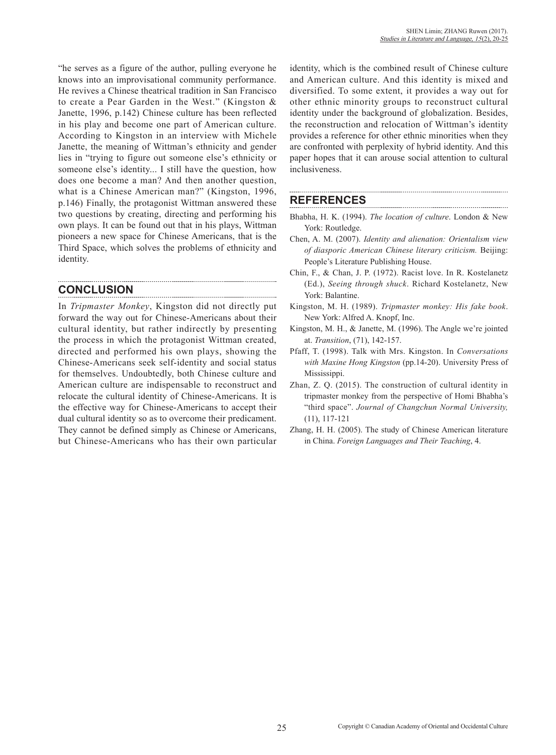"he serves as a figure of the author, pulling everyone he knows into an improvisational community performance. He revives a Chinese theatrical tradition in San Francisco to create a Pear Garden in the West." (Kingston & Janette, 1996, p.142) Chinese culture has been reflected in his play and become one part of American culture. According to Kingston in an interview with Michele Janette, the meaning of Wittman's ethnicity and gender lies in "trying to figure out someone else's ethnicity or someone else's identity... I still have the question, how does one become a man? And then another question, what is a Chinese American man?" (Kingston, 1996, p.146) Finally, the protagonist Wittman answered these two questions by creating, directing and performing his own plays. It can be found out that in his plays, Wittman pioneers a new space for Chinese Americans, that is the Third Space, which solves the problems of ethnicity and identity.

## CONCLUSION

In *Tripmaster Monkey*, Kingston did not directly put forward the way out for Chinese-Americans about their cultural identity, but rather indirectly by presenting the process in which the protagonist Wittman created, directed and performed his own plays, showing the Chinese-Americans seek self-identity and social status for themselves. Undoubtedly, both Chinese culture and American culture are indispensable to reconstruct and relocate the cultural identity of Chinese-Americans. It is the effective way for Chinese-Americans to accept their dual cultural identity so as to overcome their predicament. They cannot be defined simply as Chinese or Americans, but Chinese-Americans who has their own particular identity, which is the combined result of Chinese culture and American culture. And this identity is mixed and diversified. To some extent, it provides a way out for other ethnic minority groups to reconstruct cultural identity under the background of globalization. Besides, the reconstruction and relocation of Wittman's identity provides a reference for other ethnic minorities when they are confronted with perplexity of hybrid identity. And this paper hopes that it can arouse social attention to cultural inclusiveness.

## REFERENCES

Bhabha, H. K. (1994). *The location of culture*. London & New York: Routledge.

Chen, A. M. (2007). *Identity and alienation: Orientalism view of diasporic American Chinese literary criticism.* Beijing: People's Literature Publishing House.

Chin, F., & Chan, J. P. (1972). Racist love. In R. Kostelanetz (Ed.), *Seeing through shuck*. Richard Kostelanetz, New York: Balantine.

Kingston, M. H. (1989). *Tripmaster monkey: His fake book*. New York: Alfred A. Knopf, Inc.

Kingston, M. H., & Janette, M. (1996). The Angle we're jointed at. *Transition*, (71), 142-157.

Pfaff, T. (1998). Talk with Mrs. Kingston. In *Conversations with Maxine Hong Kingston* (pp.14-20). University Press of Mississippi.

Zhan, Z. Q. (2015). The construction of cultural identity in tripmaster monkey from the perspective of Homi Bhabha's "third space". *Journal of Changchun Normal University,* (11), 117-121

Zhang, H. H. (2005). The study of Chinese American literature in China. *Foreign Languages and Their Teaching*, 4.